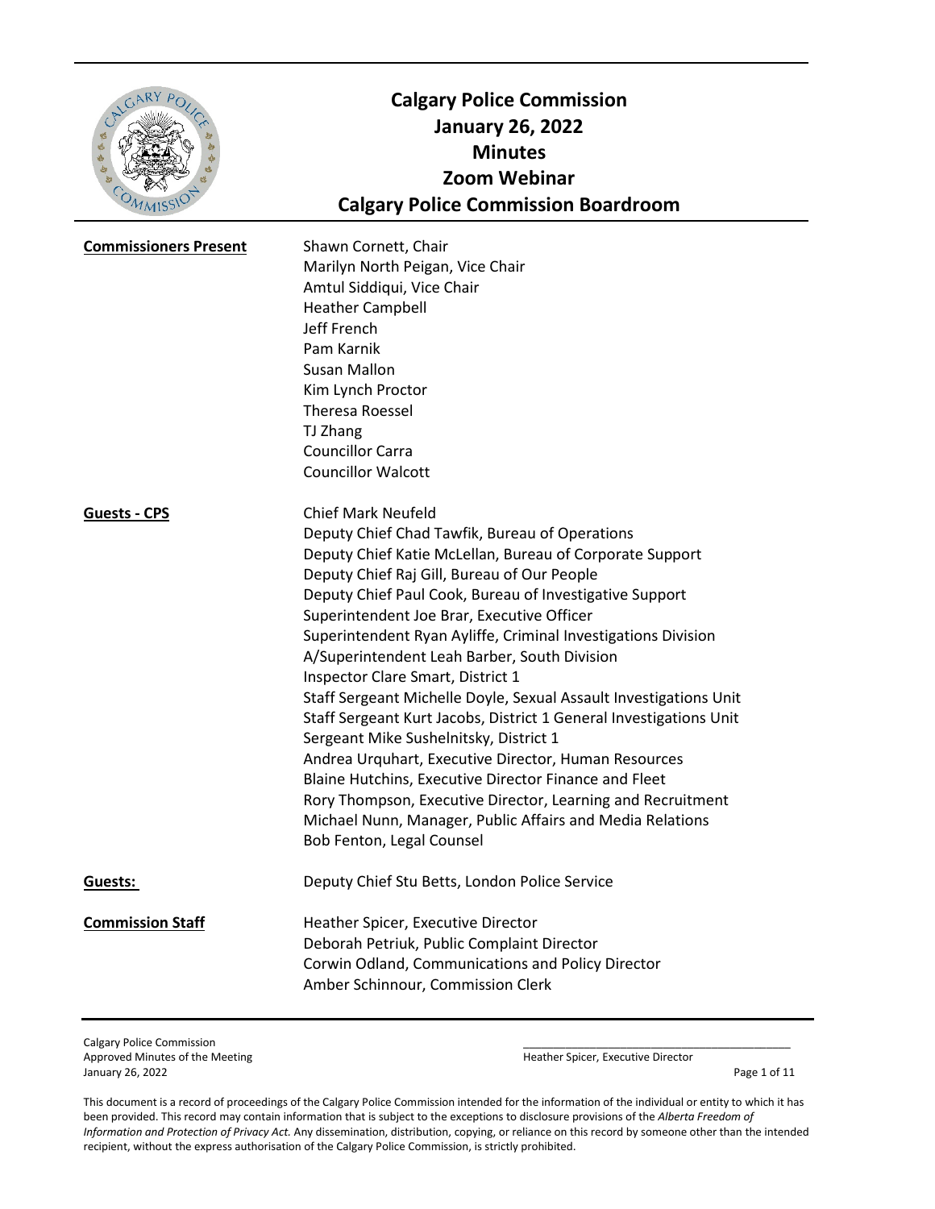# Calgary Police Commission
## January 26, 2022
## Minutes
## Zoom Webinar
## Calgary Police Commission Boardroom

| | |
|---|---|
| **Commissioners Present** | Shawn Cornett, Chair<br>Marilyn North Peigan, Vice Chair<br>Amtul Siddiqui, Vice Chair<br>Heather Campbell<br>Jeff French<br>Pam Karnik<br>Susan Mallon<br>Kim Lynch Proctor<br>Theresa Roessel<br>TJ Zhang<br>Councillor Carra<br>Councillor Walcott |
| **Guests - CPS** | Chief Mark Neufeld<br>Deputy Chief Chad Tawfik, Bureau of Operations<br>Deputy Chief Katie McLellan, Bureau of Corporate Support<br>Deputy Chief Raj Gill, Bureau of Our People<br>Deputy Chief Paul Cook, Bureau of Investigative Support<br>Superintendent Joe Brar, Executive Officer<br>Superintendent Ryan Ayliffe, Criminal Investigations Division<br>A/Superintendent Leah Barber, South Division<br>Inspector Clare Smart, District 1<br>Staff Sergeant Michelle Doyle, Sexual Assault Investigations Unit<br>Staff Sergeant Kurt Jacobs, District 1 General Investigations Unit<br>Sergeant Mike Sushelnitsky, District 1<br>Andrea Urquhart, Executive Director, Human Resources<br>Blaine Hutchins, Executive Director Finance and Fleet<br>Rory Thompson, Executive Director, Learning and Recruitment<br>Michael Nunn, Manager, Public Affairs and Media Relations<br>Bob Fenton, Legal Counsel |
| **Guests:** | Deputy Chief Stu Betts, London Police Service |
| **Commission Staff** | Heather Spicer, Executive Director<br>Deborah Petriuk, Public Complaint Director<br>Corwin Odland, Communications and Policy Director<br>Amber Schinnour, Commission Clerk |

Calgary Police Commission
Approved Minutes of the Meeting
January 26, 2022

\_\_\_\_\_\_\_\_\_\_\_\_\_\_\_\_\_\_\_\_\_\_\_\_\_\_\_\_\_\_\_\_\_\_\_\_\_\_\_\_
Heather Spicer, Executive Director

This document is a record of proceedings of the Calgary Police Commission intended for the information of the individual or entity to which it has been provided. This record may contain information that is subject to the exceptions to disclosure provisions of the *Alberta Freedom of Information and Protection of Privacy Act.* Any dissemination, distribution, copying, or reliance on this record by someone other than the intended recipient, without the express authorisation of the Calgary Police Commission, is strictly prohibited.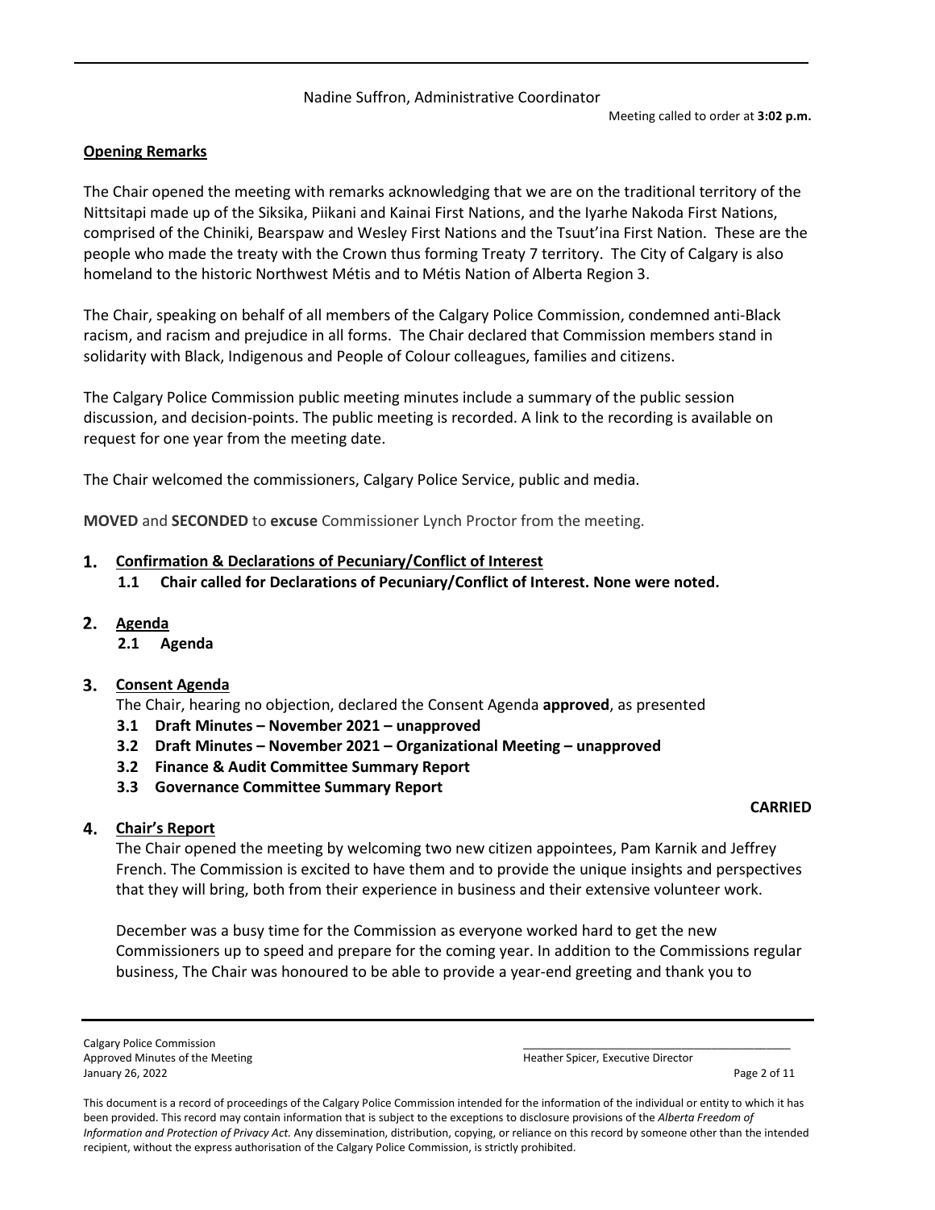Nadine Suffron, Administrative Coordinator

Meeting called to order at **3:02 p.m.**

**Opening Remarks**

The Chair opened the meeting with remarks acknowledging that we are on the traditional territory of the Nittsitapi made up of the Siksika, Piikani and Kainai First Nations, and the Iyarhe Nakoda First Nations, comprised of the Chiniki, Bearspaw and Wesley First Nations and the Tsuut'ina First Nation. These are the people who made the treaty with the Crown thus forming Treaty 7 territory. The City of Calgary is also homeland to the historic Northwest Métis and to Métis Nation of Alberta Region 3.

The Chair, speaking on behalf of all members of the Calgary Police Commission, condemned anti-Black racism, and racism and prejudice in all forms. The Chair declared that Commission members stand in solidarity with Black, Indigenous and People of Colour colleagues, families and citizens.

The Calgary Police Commission public meeting minutes include a summary of the public session discussion, and decision-points. The public meeting is recorded. A link to the recording is available on request for one year from the meeting date.

The Chair welcomed the commissioners, Calgary Police Service, public and media.

**MOVED** and **SECONDED** to **excuse** Commissioner Lynch Proctor from the meeting.

## 1. Confirmation & Declarations of Pecuniary/Conflict of Interest

**1.1 Chair called for Declarations of Pecuniary/Conflict of Interest. None were noted.**

## 2. Agenda

**2.1 Agenda**

## 3. Consent Agenda

The Chair, hearing no objection, declared the Consent Agenda **approved**, as presented

- **3.1 Draft Minutes – November 2021 – unapproved**
- **3.2 Draft Minutes – November 2021 – Organizational Meeting – unapproved**
- **3.2 Finance & Audit Committee Summary Report**
- **3.3 Governance Committee Summary Report**

**CARRIED**

## 4. Chair's Report

The Chair opened the meeting by welcoming two new citizen appointees, Pam Karnik and Jeffrey French. The Commission is excited to have them and to provide the unique insights and perspectives that they will bring, both from their experience in business and their extensive volunteer work.

December was a busy time for the Commission as everyone worked hard to get the new Commissioners up to speed and prepare for the coming year. In addition to the Commissions regular business, The Chair was honoured to be able to provide a year-end greeting and thank you to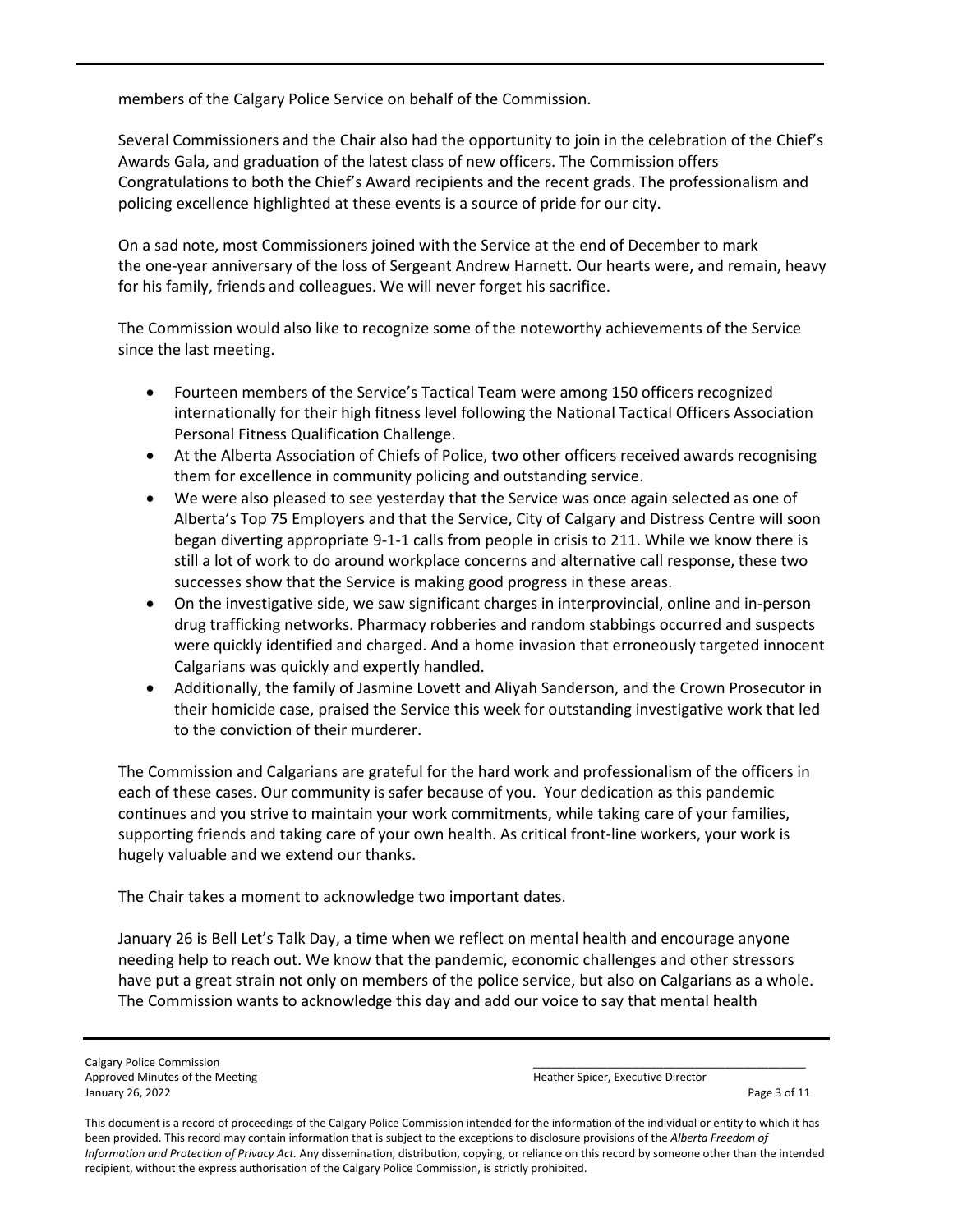members of the Calgary Police Service on behalf of the Commission.

Several Commissioners and the Chair also had the opportunity to join in the celebration of the Chief's Awards Gala, and graduation of the latest class of new officers. The Commission offers Congratulations to both the Chief's Award recipients and the recent grads. The professionalism and policing excellence highlighted at these events is a source of pride for our city.

On a sad note, most Commissioners joined with the Service at the end of December to mark the one-year anniversary of the loss of Sergeant Andrew Harnett. Our hearts were, and remain, heavy for his family, friends and colleagues. We will never forget his sacrifice.

The Commission would also like to recognize some of the noteworthy achievements of the Service since the last meeting.

- Fourteen members of the Service's Tactical Team were among 150 officers recognized internationally for their high fitness level following the National Tactical Officers Association Personal Fitness Qualification Challenge.
- At the Alberta Association of Chiefs of Police, two other officers received awards recognising them for excellence in community policing and outstanding service.
- We were also pleased to see yesterday that the Service was once again selected as one of Alberta's Top 75 Employers and that the Service, City of Calgary and Distress Centre will soon began diverting appropriate 9-1-1 calls from people in crisis to 211. While we know there is still a lot of work to do around workplace concerns and alternative call response, these two successes show that the Service is making good progress in these areas.
- On the investigative side, we saw significant charges in interprovincial, online and in-person drug trafficking networks. Pharmacy robberies and random stabbings occurred and suspects were quickly identified and charged. And a home invasion that erroneously targeted innocent Calgarians was quickly and expertly handled.
- Additionally, the family of Jasmine Lovett and Aliyah Sanderson, and the Crown Prosecutor in their homicide case, praised the Service this week for outstanding investigative work that led to the conviction of their murderer.

The Commission and Calgarians are grateful for the hard work and professionalism of the officers in each of these cases. Our community is safer because of you. Your dedication as this pandemic continues and you strive to maintain your work commitments, while taking care of your families, supporting friends and taking care of your own health. As critical front-line workers, your work is hugely valuable and we extend our thanks.

The Chair takes a moment to acknowledge two important dates.

January 26 is Bell Let's Talk Day, a time when we reflect on mental health and encourage anyone needing help to reach out. We know that the pandemic, economic challenges and other stressors have put a great strain not only on members of the police service, but also on Calgarians as a whole. The Commission wants to acknowledge this day and add our voice to say that mental health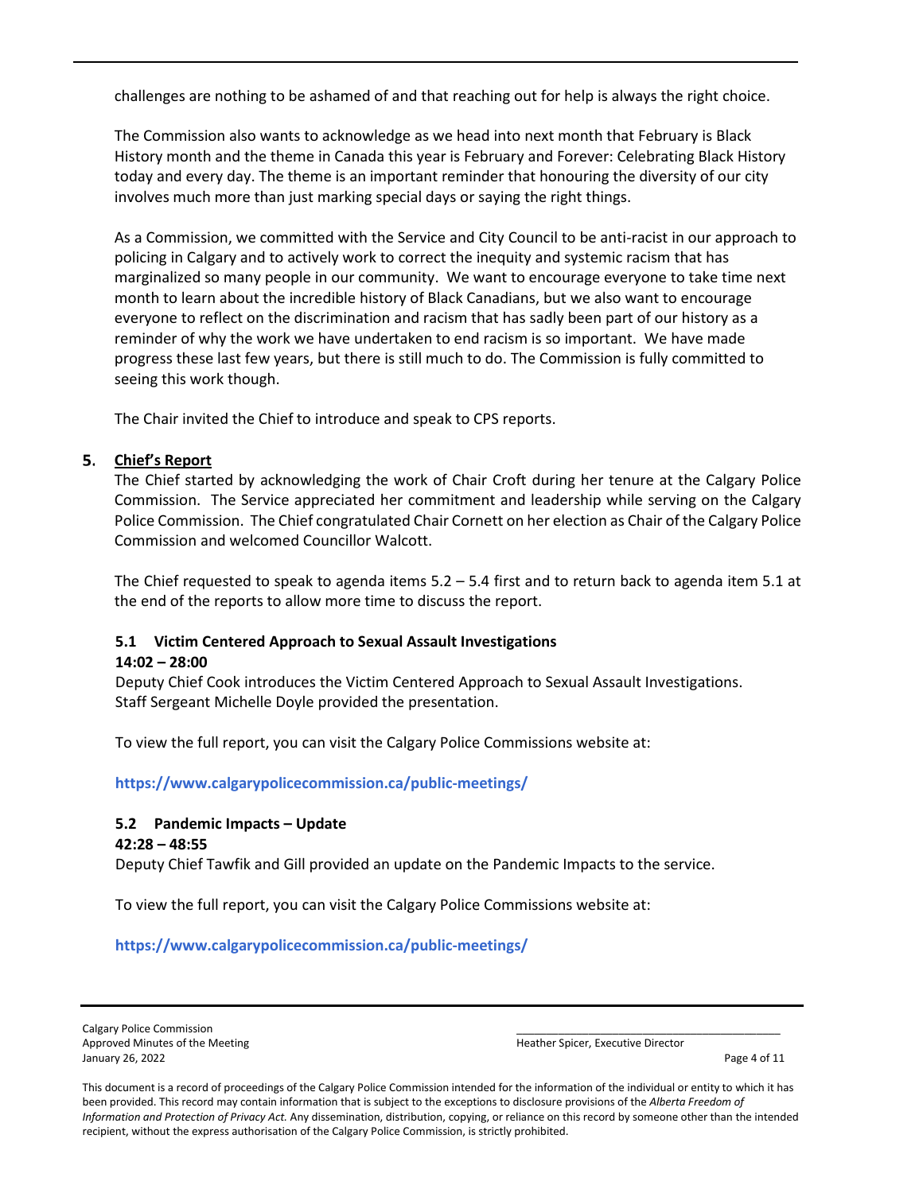challenges are nothing to be ashamed of and that reaching out for help is always the right choice.

The Commission also wants to acknowledge as we head into next month that February is Black History month and the theme in Canada this year is February and Forever: Celebrating Black History today and every day. The theme is an important reminder that honouring the diversity of our city involves much more than just marking special days or saying the right things.

As a Commission, we committed with the Service and City Council to be anti-racist in our approach to policing in Calgary and to actively work to correct the inequity and systemic racism that has marginalized so many people in our community. We want to encourage everyone to take time next month to learn about the incredible history of Black Canadians, but we also want to encourage everyone to reflect on the discrimination and racism that has sadly been part of our history as a reminder of why the work we have undertaken to end racism is so important. We have made progress these last few years, but there is still much to do. The Commission is fully committed to seeing this work though.

The Chair invited the Chief to introduce and speak to CPS reports.

## 5. Chief's Report

The Chief started by acknowledging the work of Chair Croft during her tenure at the Calgary Police Commission. The Service appreciated her commitment and leadership while serving on the Calgary Police Commission. The Chief congratulated Chair Cornett on her election as Chair of the Calgary Police Commission and welcomed Councillor Walcott.

The Chief requested to speak to agenda items 5.2 – 5.4 first and to return back to agenda item 5.1 at the end of the reports to allow more time to discuss the report.

### 5.1 Victim Centered Approach to Sexual Assault Investigations

**14:02 – 28:00**

Deputy Chief Cook introduces the Victim Centered Approach to Sexual Assault Investigations. Staff Sergeant Michelle Doyle provided the presentation.

To view the full report, you can visit the Calgary Police Commissions website at:

**https://www.calgarypolicecommission.ca/public-meetings/**

### 5.2 Pandemic Impacts – Update

**42:28 – 48:55**

Deputy Chief Tawfik and Gill provided an update on the Pandemic Impacts to the service.

To view the full report, you can visit the Calgary Police Commissions website at:

**https://www.calgarypolicecommission.ca/public-meetings/**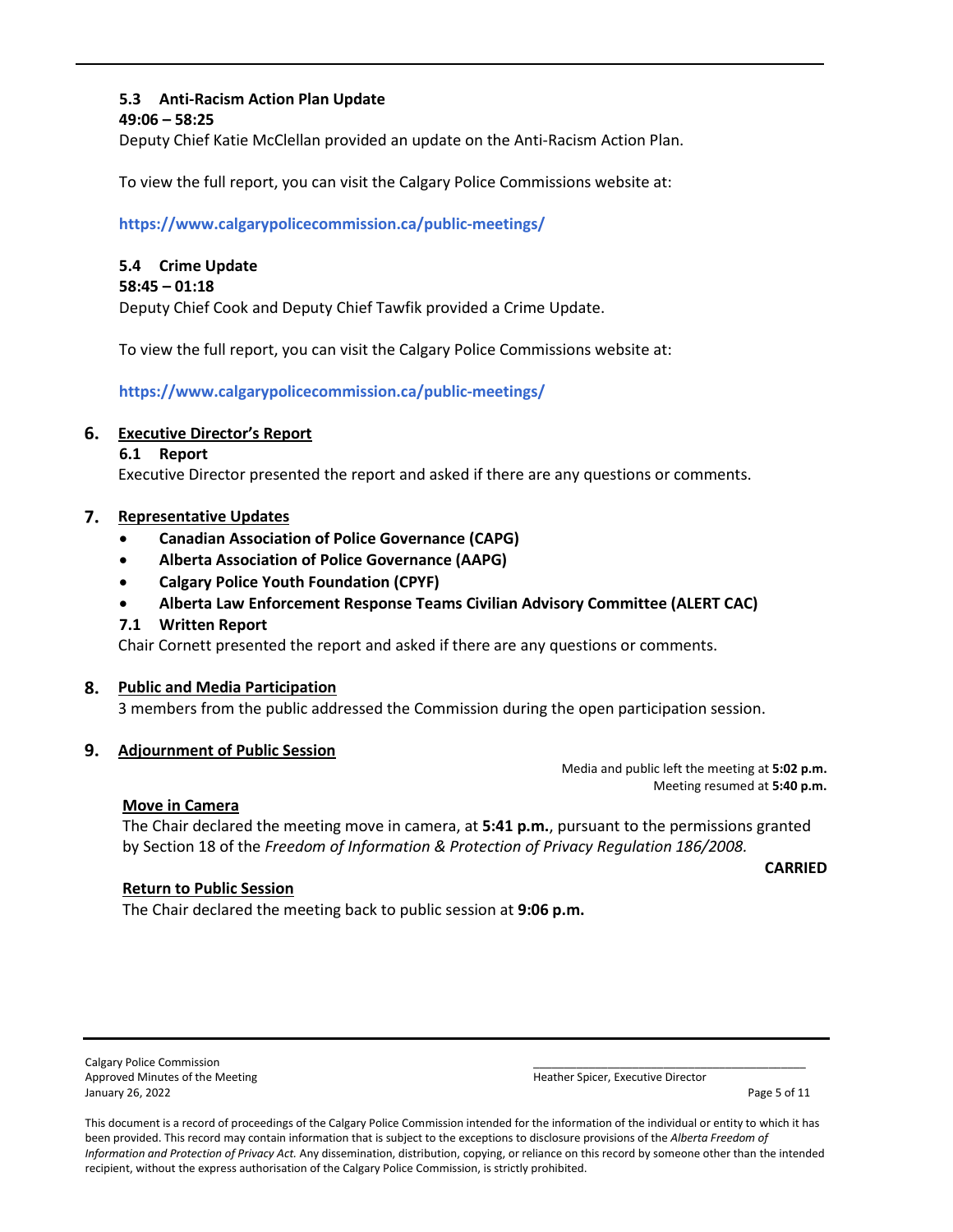### 5.3 Anti-Racism Action Plan Update

**49:06 – 58:25**

Deputy Chief Katie McClellan provided an update on the Anti-Racism Action Plan.

To view the full report, you can visit the Calgary Police Commissions website at:

**https://www.calgarypolicecommission.ca/public-meetings/**

### 5.4 Crime Update

**58:45 – 01:18**

Deputy Chief Cook and Deputy Chief Tawfik provided a Crime Update.

To view the full report, you can visit the Calgary Police Commissions website at:

**https://www.calgarypolicecommission.ca/public-meetings/**

## 6. Executive Director's Report

### 6.1 Report

Executive Director presented the report and asked if there are any questions or comments.

## 7. Representative Updates

- **Canadian Association of Police Governance (CAPG)**
- **Alberta Association of Police Governance (AAPG)**
- **Calgary Police Youth Foundation (CPYF)**
- **Alberta Law Enforcement Response Teams Civilian Advisory Committee (ALERT CAC)**

### 7.1 Written Report

Chair Cornett presented the report and asked if there are any questions or comments.

## 8. Public and Media Participation

3 members from the public addressed the Commission during the open participation session.

## 9. Adjournment of Public Session

Media and public left the meeting at **5:02 p.m.**
Meeting resumed at **5:40 p.m.**

**Move in Camera**

The Chair declared the meeting move in camera, at **5:41 p.m.**, pursuant to the permissions granted by Section 18 of the *Freedom of Information & Protection of Privacy Regulation 186/2008.*

**CARRIED**

**Return to Public Session**

The Chair declared the meeting back to public session at **9:06 p.m.**

Calgary Police Commission
Approved Minutes of the Meeting
January 26, 2022

\_\_\_\_\_\_\_\_\_\_\_\_\_\_\_\_\_\_\_\_\_\_\_\_\_\_\_\_\_\_\_\_\_\_\_\_\_\_\_\_
Heather Spicer, Executive Director

This document is a record of proceedings of the Calgary Police Commission intended for the information of the individual or entity to which it has been provided. This record may contain information that is subject to the exceptions to disclosure provisions of the *Alberta Freedom of Information and Protection of Privacy Act.* Any dissemination, distribution, copying, or reliance on this record by someone other than the intended recipient, without the express authorisation of the Calgary Police Commission, is strictly prohibited.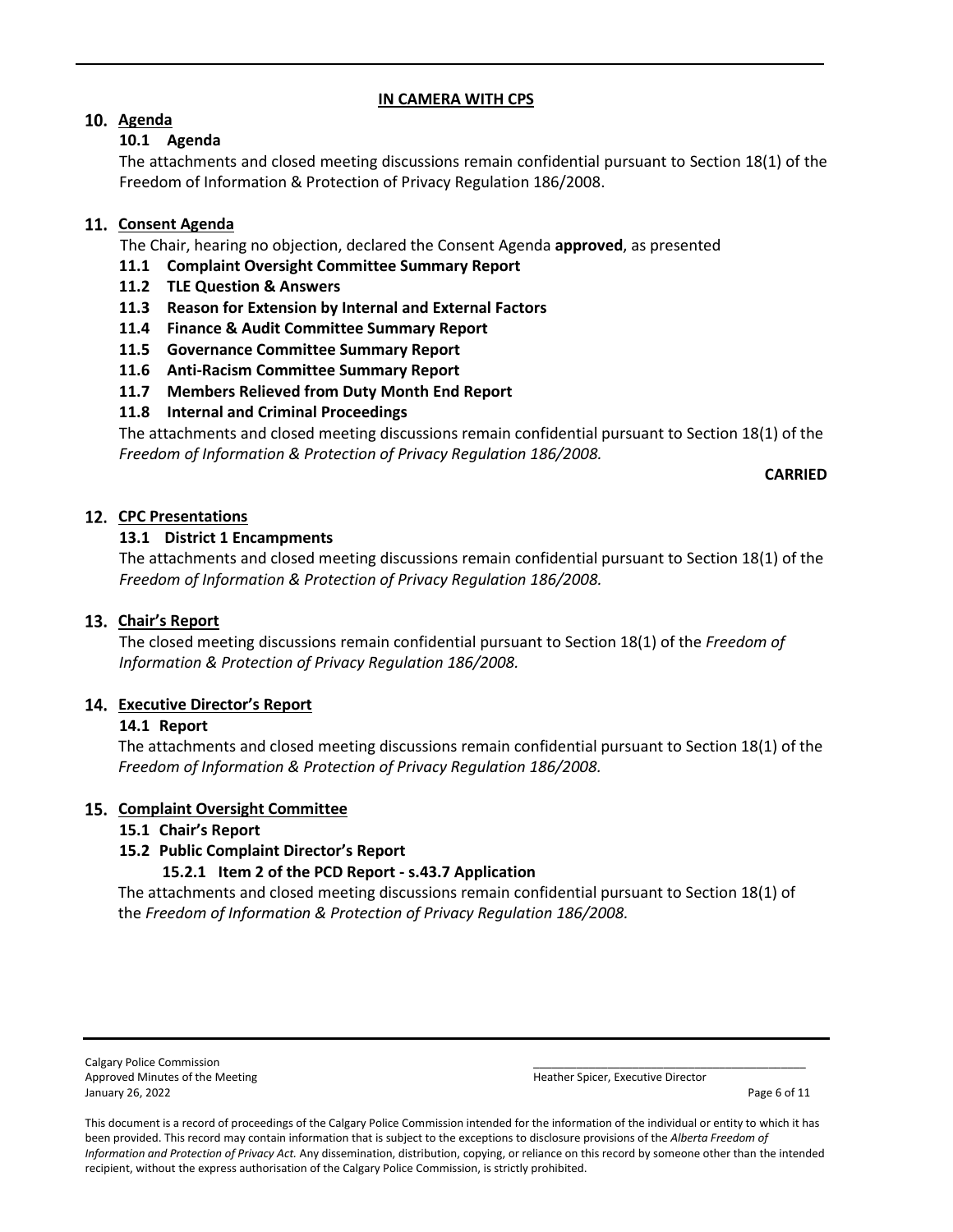**IN CAMERA WITH CPS**

## 10. Agenda

### 10.1 Agenda

The attachments and closed meeting discussions remain confidential pursuant to Section 18(1) of the Freedom of Information & Protection of Privacy Regulation 186/2008.

## 11. Consent Agenda

The Chair, hearing no objection, declared the Consent Agenda **approved**, as presented

- **11.1 Complaint Oversight Committee Summary Report**
- **11.2 TLE Question & Answers**
- **11.3 Reason for Extension by Internal and External Factors**
- **11.4 Finance & Audit Committee Summary Report**
- **11.5 Governance Committee Summary Report**
- **11.6 Anti-Racism Committee Summary Report**
- **11.7 Members Relieved from Duty Month End Report**
- **11.8 Internal and Criminal Proceedings**

The attachments and closed meeting discussions remain confidential pursuant to Section 18(1) of the *Freedom of Information & Protection of Privacy Regulation 186/2008.*

**CARRIED**

## 12. CPC Presentations

### 13.1 District 1 Encampments

The attachments and closed meeting discussions remain confidential pursuant to Section 18(1) of the *Freedom of Information & Protection of Privacy Regulation 186/2008.*

## 13. Chair's Report

The closed meeting discussions remain confidential pursuant to Section 18(1) of the *Freedom of Information & Protection of Privacy Regulation 186/2008.*

## 14. Executive Director's Report

### 14.1 Report

The attachments and closed meeting discussions remain confidential pursuant to Section 18(1) of the *Freedom of Information & Protection of Privacy Regulation 186/2008.*

## 15. Complaint Oversight Committee

### 15.1 Chair's Report

### 15.2 Public Complaint Director's Report

#### 15.2.1 Item 2 of the PCD Report - s.43.7 Application

The attachments and closed meeting discussions remain confidential pursuant to Section 18(1) of the *Freedom of Information & Protection of Privacy Regulation 186/2008.*

Calgary Police Commission
Approved Minutes of the Meeting
January 26, 2022

Heather Spicer, Executive Director

This document is a record of proceedings of the Calgary Police Commission intended for the information of the individual or entity to which it has been provided. This record may contain information that is subject to the exceptions to disclosure provisions of the *Alberta Freedom of Information and Protection of Privacy Act.* Any dissemination, distribution, copying, or reliance on this record by someone other than the intended recipient, without the express authorisation of the Calgary Police Commission, is strictly prohibited.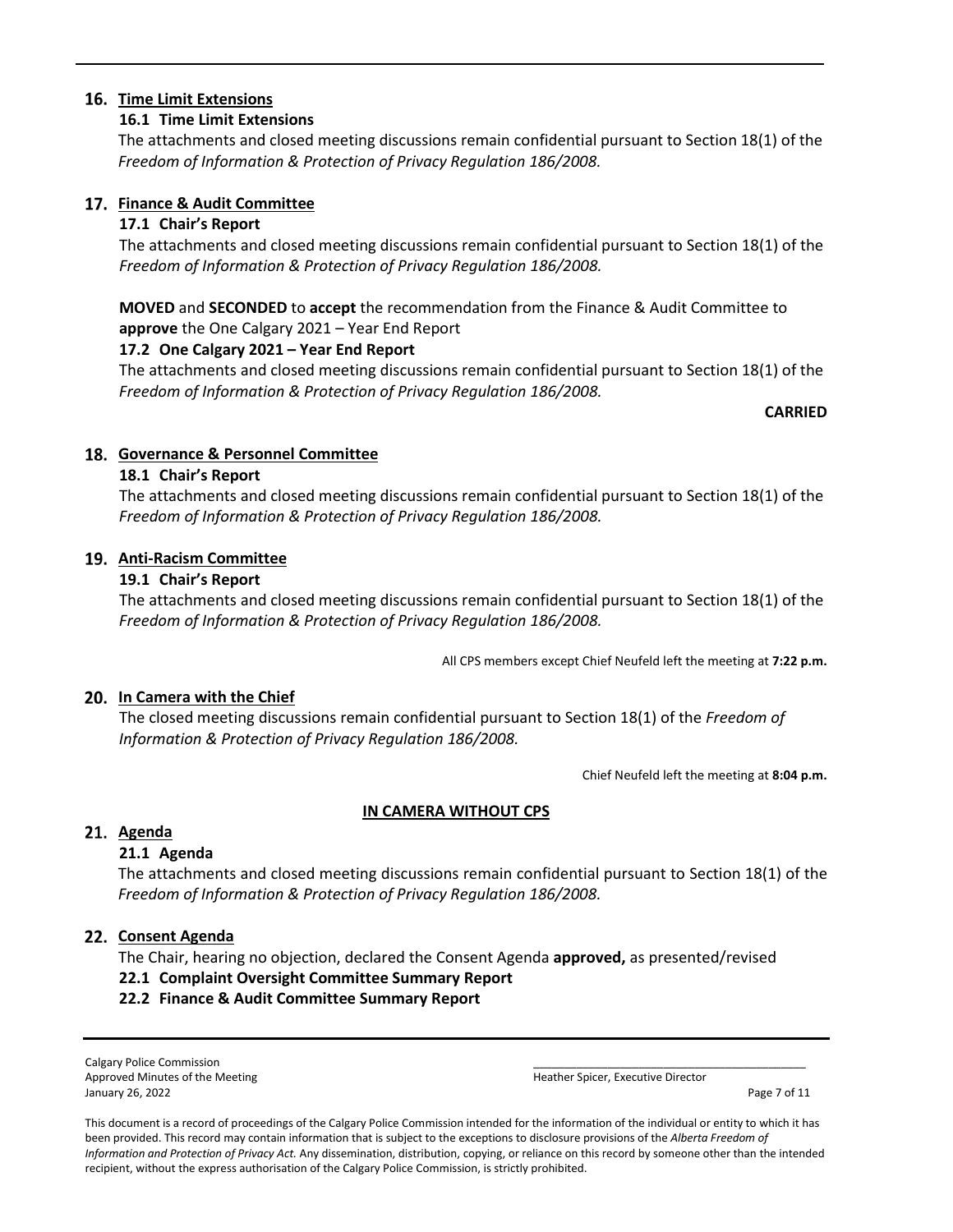## 16. Time Limit Extensions

### 16.1 Time Limit Extensions

The attachments and closed meeting discussions remain confidential pursuant to Section 18(1) of the *Freedom of Information & Protection of Privacy Regulation 186/2008.*

## 17. Finance & Audit Committee

### 17.1 Chair's Report

The attachments and closed meeting discussions remain confidential pursuant to Section 18(1) of the *Freedom of Information & Protection of Privacy Regulation 186/2008.*

**MOVED** and **SECONDED** to **accept** the recommendation from the Finance & Audit Committee to **approve** the One Calgary 2021 – Year End Report

### 17.2 One Calgary 2021 – Year End Report

The attachments and closed meeting discussions remain confidential pursuant to Section 18(1) of the *Freedom of Information & Protection of Privacy Regulation 186/2008.*

**CARRIED**

## 18. Governance & Personnel Committee

### 18.1 Chair's Report

The attachments and closed meeting discussions remain confidential pursuant to Section 18(1) of the *Freedom of Information & Protection of Privacy Regulation 186/2008.*

## 19. Anti-Racism Committee

### 19.1 Chair's Report

The attachments and closed meeting discussions remain confidential pursuant to Section 18(1) of the *Freedom of Information & Protection of Privacy Regulation 186/2008.*

All CPS members except Chief Neufeld left the meeting at **7:22 p.m.**

## 20. In Camera with the Chief

The closed meeting discussions remain confidential pursuant to Section 18(1) of the *Freedom of Information & Protection of Privacy Regulation 186/2008.*

Chief Neufeld left the meeting at **8:04 p.m.**

**IN CAMERA WITHOUT CPS**

## 21. Agenda

### 21.1 Agenda

The attachments and closed meeting discussions remain confidential pursuant to Section 18(1) of the *Freedom of Information & Protection of Privacy Regulation 186/2008.*

## 22. Consent Agenda

The Chair, hearing no objection, declared the Consent Agenda **approved,** as presented/revised

**22.1 Complaint Oversight Committee Summary Report**

**22.2 Finance & Audit Committee Summary Report**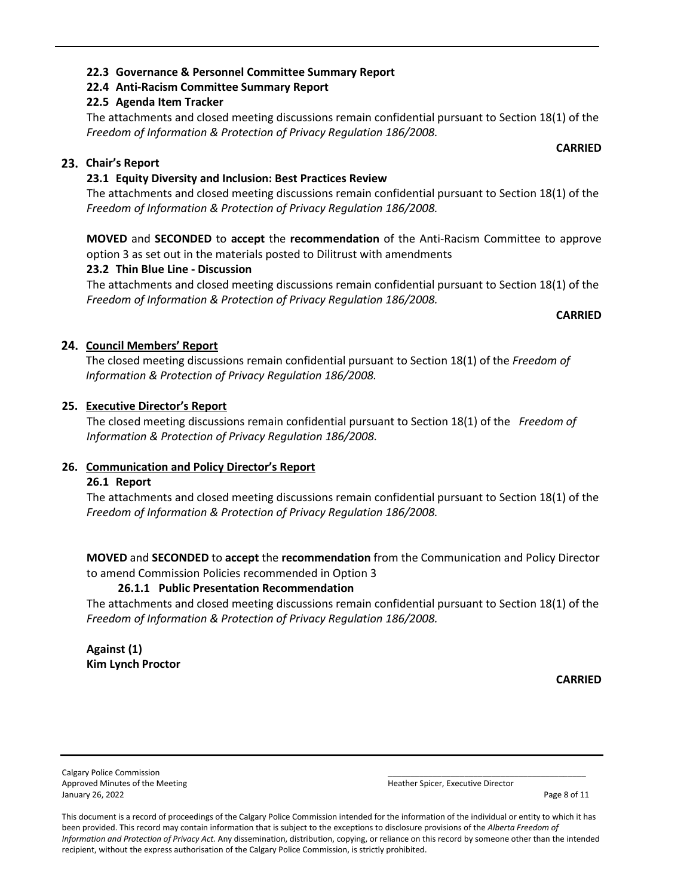### 22.3 Governance & Personnel Committee Summary Report

### 22.4 Anti-Racism Committee Summary Report

### 22.5 Agenda Item Tracker

The attachments and closed meeting discussions remain confidential pursuant to Section 18(1) of the *Freedom of Information & Protection of Privacy Regulation 186/2008.*

**CARRIED**

## 23. Chair's Report

### 23.1 Equity Diversity and Inclusion: Best Practices Review

The attachments and closed meeting discussions remain confidential pursuant to Section 18(1) of the *Freedom of Information & Protection of Privacy Regulation 186/2008.*

**MOVED** and **SECONDED** to **accept** the **recommendation** of the Anti-Racism Committee to approve option 3 as set out in the materials posted to Dilitrust with amendments

### 23.2 Thin Blue Line - Discussion

The attachments and closed meeting discussions remain confidential pursuant to Section 18(1) of the *Freedom of Information & Protection of Privacy Regulation 186/2008.*

**CARRIED**

## 24. Council Members' Report

The closed meeting discussions remain confidential pursuant to Section 18(1) of the *Freedom of Information & Protection of Privacy Regulation 186/2008.*

## 25. Executive Director's Report

The closed meeting discussions remain confidential pursuant to Section 18(1) of the *Freedom of Information & Protection of Privacy Regulation 186/2008.*

## 26. Communication and Policy Director's Report

### 26.1 Report

The attachments and closed meeting discussions remain confidential pursuant to Section 18(1) of the *Freedom of Information & Protection of Privacy Regulation 186/2008.*

**MOVED** and **SECONDED** to **accept** the **recommendation** from the Communication and Policy Director to amend Commission Policies recommended in Option 3

#### 26.1.1 Public Presentation Recommendation

The attachments and closed meeting discussions remain confidential pursuant to Section 18(1) of the *Freedom of Information & Protection of Privacy Regulation 186/2008.*

**Against (1)**
**Kim Lynch Proctor**

**CARRIED**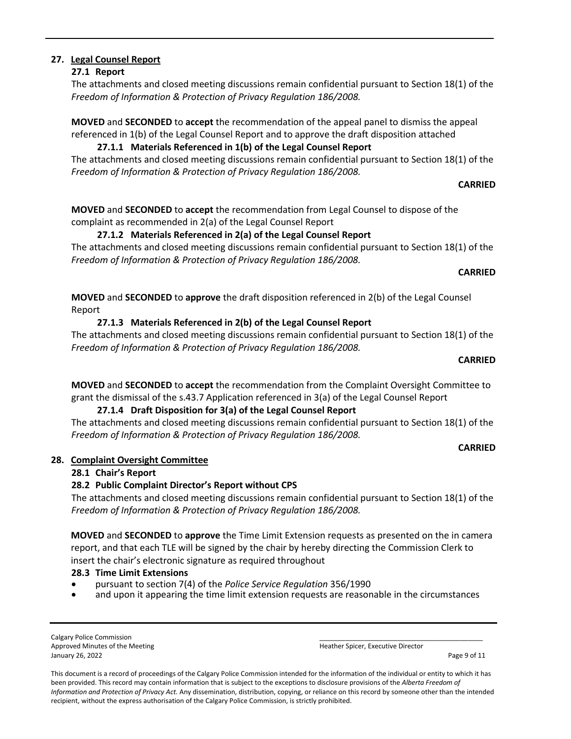## 27. Legal Counsel Report

### 27.1 Report

The attachments and closed meeting discussions remain confidential pursuant to Section 18(1) of the *Freedom of Information & Protection of Privacy Regulation 186/2008.*

**MOVED** and **SECONDED** to **accept** the recommendation of the appeal panel to dismiss the appeal referenced in 1(b) of the Legal Counsel Report and to approve the draft disposition attached

#### 27.1.1 Materials Referenced in 1(b) of the Legal Counsel Report

The attachments and closed meeting discussions remain confidential pursuant to Section 18(1) of the *Freedom of Information & Protection of Privacy Regulation 186/2008.*

**CARRIED**

**MOVED** and **SECONDED** to **accept** the recommendation from Legal Counsel to dispose of the complaint as recommended in 2(a) of the Legal Counsel Report

#### 27.1.2 Materials Referenced in 2(a) of the Legal Counsel Report

The attachments and closed meeting discussions remain confidential pursuant to Section 18(1) of the *Freedom of Information & Protection of Privacy Regulation 186/2008.*

**CARRIED**

**MOVED** and **SECONDED** to **approve** the draft disposition referenced in 2(b) of the Legal Counsel Report

#### 27.1.3 Materials Referenced in 2(b) of the Legal Counsel Report

The attachments and closed meeting discussions remain confidential pursuant to Section 18(1) of the *Freedom of Information & Protection of Privacy Regulation 186/2008.*

**CARRIED**

**MOVED** and **SECONDED** to **accept** the recommendation from the Complaint Oversight Committee to grant the dismissal of the s.43.7 Application referenced in 3(a) of the Legal Counsel Report

#### 27.1.4 Draft Disposition for 3(a) of the Legal Counsel Report

The attachments and closed meeting discussions remain confidential pursuant to Section 18(1) of the *Freedom of Information & Protection of Privacy Regulation 186/2008.*

**CARRIED**

## 28. Complaint Oversight Committee

### 28.1 Chair's Report

### 28.2 Public Complaint Director's Report without CPS

The attachments and closed meeting discussions remain confidential pursuant to Section 18(1) of the *Freedom of Information & Protection of Privacy Regulation 186/2008.*

**MOVED** and **SECONDED** to **approve** the Time Limit Extension requests as presented on the in camera report, and that each TLE will be signed by the chair by hereby directing the Commission Clerk to insert the chair's electronic signature as required throughout

### 28.3 Time Limit Extensions

- pursuant to section 7(4) of the *Police Service Regulation* 356/1990
- and upon it appearing the time limit extension requests are reasonable in the circumstances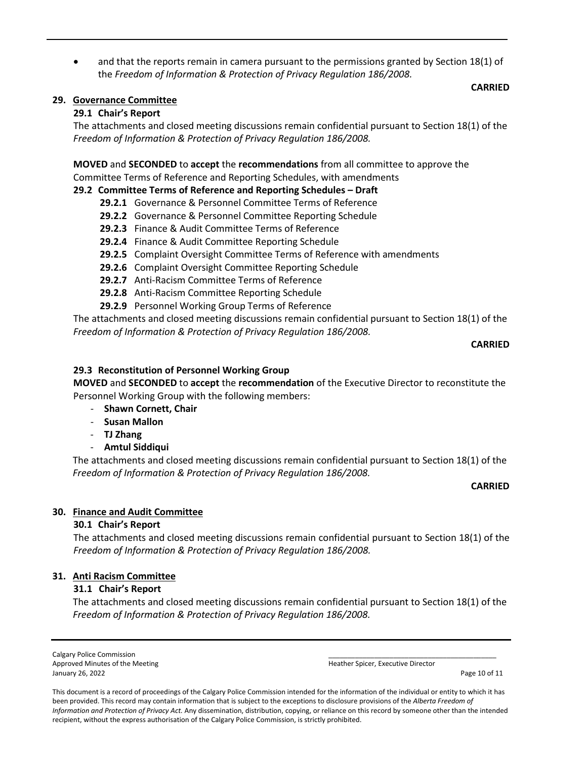- and that the reports remain in camera pursuant to the permissions granted by Section 18(1) of the *Freedom of Information & Protection of Privacy Regulation 186/2008.*

**CARRIED**

## 29. Governance Committee

### 29.1 Chair's Report

The attachments and closed meeting discussions remain confidential pursuant to Section 18(1) of the *Freedom of Information & Protection of Privacy Regulation 186/2008.*

**MOVED** and **SECONDED** to **accept** the **recommendations** from all committee to approve the Committee Terms of Reference and Reporting Schedules, with amendments

### 29.2 Committee Terms of Reference and Reporting Schedules – Draft

- **29.2.1** Governance & Personnel Committee Terms of Reference
- **29.2.2** Governance & Personnel Committee Reporting Schedule
- **29.2.3** Finance & Audit Committee Terms of Reference
- **29.2.4** Finance & Audit Committee Reporting Schedule
- **29.2.5** Complaint Oversight Committee Terms of Reference with amendments
- **29.2.6** Complaint Oversight Committee Reporting Schedule
- **29.2.7** Anti-Racism Committee Terms of Reference
- **29.2.8** Anti-Racism Committee Reporting Schedule
- **29.2.9** Personnel Working Group Terms of Reference

The attachments and closed meeting discussions remain confidential pursuant to Section 18(1) of the *Freedom of Information & Protection of Privacy Regulation 186/2008.*

**CARRIED**

### 29.3 Reconstitution of Personnel Working Group

**MOVED** and **SECONDED** to **accept** the **recommendation** of the Executive Director to reconstitute the Personnel Working Group with the following members:

- **Shawn Cornett, Chair**
- **Susan Mallon**
- **TJ Zhang**
- **Amtul Siddiqui**

The attachments and closed meeting discussions remain confidential pursuant to Section 18(1) of the *Freedom of Information & Protection of Privacy Regulation 186/2008.*

**CARRIED**

## 30. Finance and Audit Committee

### 30.1 Chair's Report

The attachments and closed meeting discussions remain confidential pursuant to Section 18(1) of the *Freedom of Information & Protection of Privacy Regulation 186/2008.*

## 31. Anti Racism Committee

### 31.1 Chair's Report

The attachments and closed meeting discussions remain confidential pursuant to Section 18(1) of the *Freedom of Information & Protection of Privacy Regulation 186/2008.*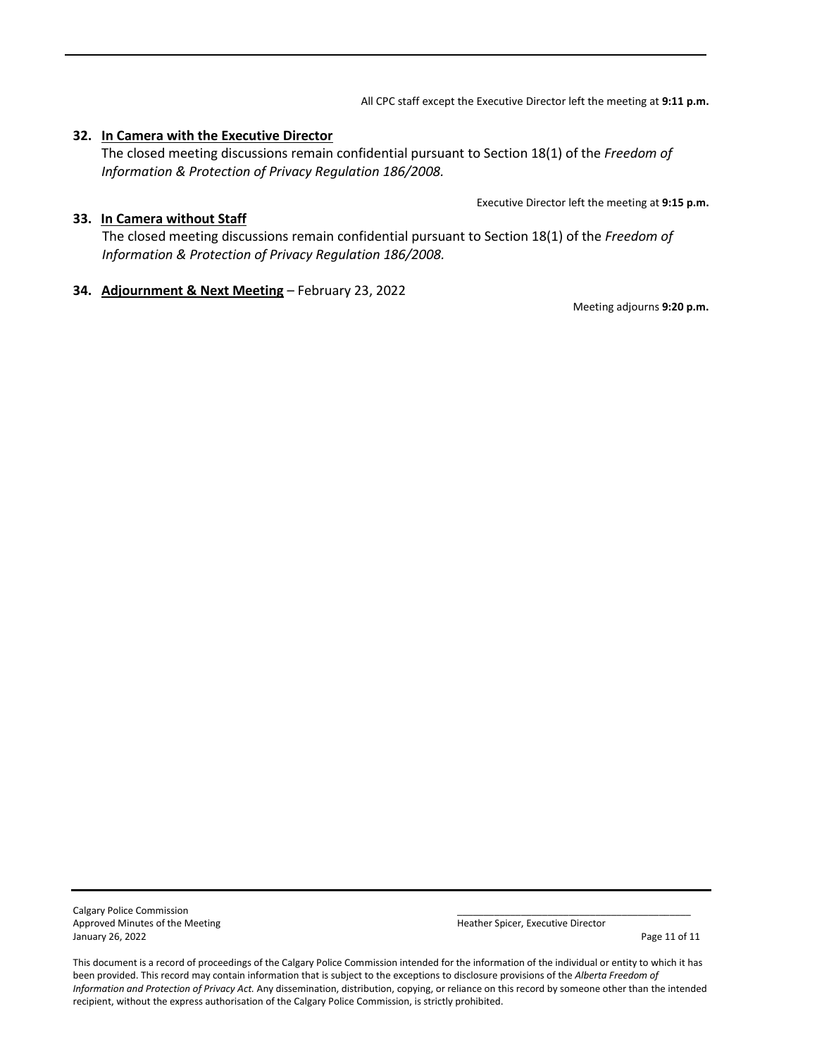All CPC staff except the Executive Director left the meeting at **9:11 p.m.**

**32. In Camera with the Executive Director**

The closed meeting discussions remain confidential pursuant to Section 18(1) of the *Freedom of Information & Protection of Privacy Regulation 186/2008.*

Executive Director left the meeting at **9:15 p.m.**

**33. In Camera without Staff**

The closed meeting discussions remain confidential pursuant to Section 18(1) of the *Freedom of Information & Protection of Privacy Regulation 186/2008.*

**34. Adjournment & Next Meeting** – February 23, 2022

Meeting adjourns **9:20 p.m.**

Calgary Police Commission
Approved Minutes of the Meeting
January 26, 2022

\_\_\_\_\_\_\_\_\_\_\_\_\_\_\_\_\_\_\_\_\_\_\_\_\_\_\_\_\_\_\_\_\_\_\_\_\_\_\_\_\_\_
Heather Spicer, Executive Director

This document is a record of proceedings of the Calgary Police Commission intended for the information of the individual or entity to which it has been provided. This record may contain information that is subject to the exceptions to disclosure provisions of the *Alberta Freedom of Information and Protection of Privacy Act.* Any dissemination, distribution, copying, or reliance on this record by someone other than the intended recipient, without the express authorisation of the Calgary Police Commission, is strictly prohibited.